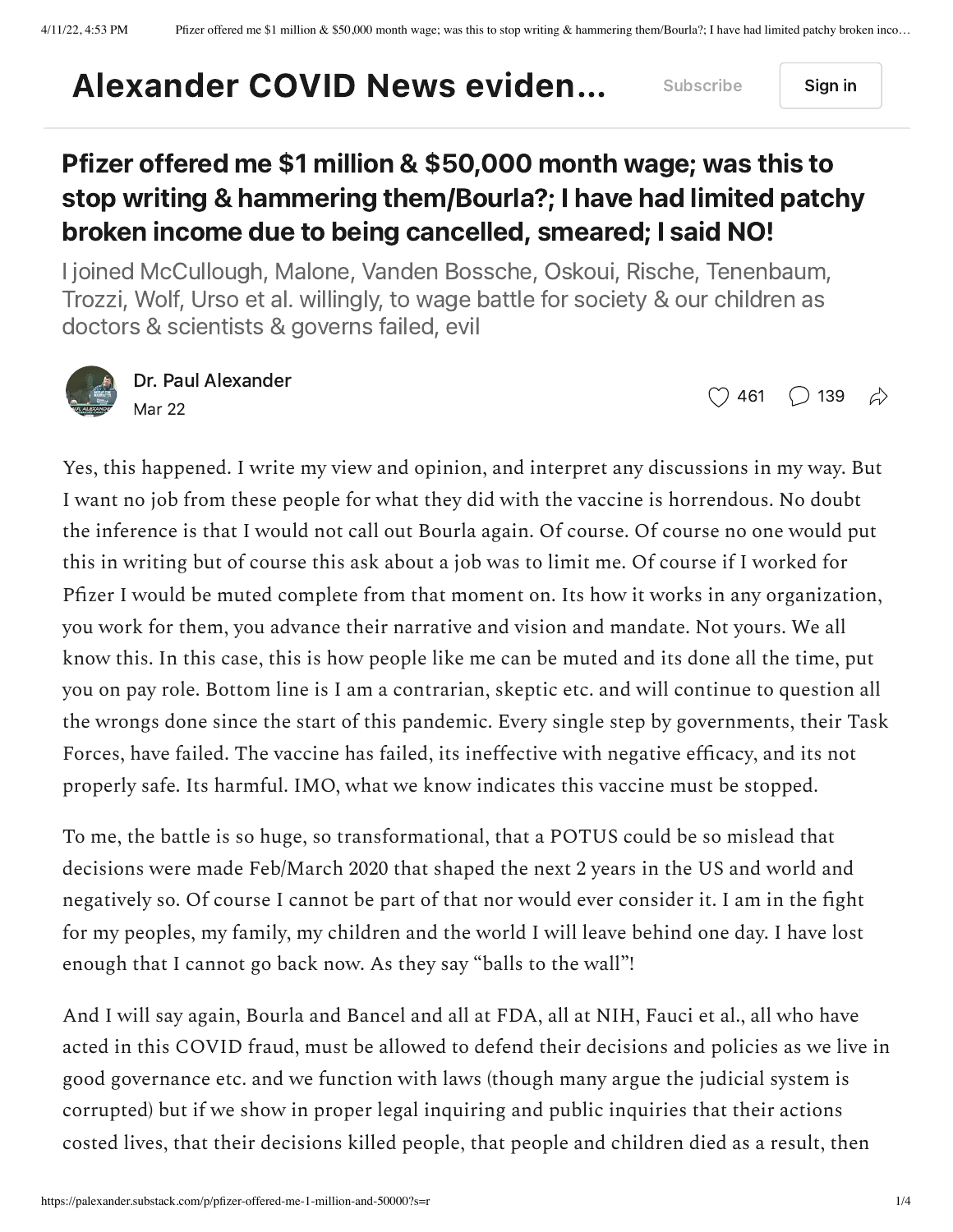# Alexander COVID News eviden...

Subscribe

Sign in

## Pfizer offered me $1 million & $50,000 month wage; was this to stop writing & hammering them/Bourla?; I have had limited patchy broken income due to being cancelled, smeared; I said NO!

I joined McCullough, Malone, Vanden Bossche, Oskoui, Rische, Tenenbaum, Trozzi, Wolf, Urso et al. willingly, to wage battle for society & our children as doctors & scientists & governs failed, evil

Dr. Paul Alexander
Mar 22

461 139

Yes, this happened. I write my view and opinion, and interpret any discussions in my way. But I want no job from these people for what they did with the vaccine is horrendous. No doubt the inference is that I would not call out Bourla again. Of course. Of course no one would put this in writing but of course this ask about a job was to limit me. Of course if I worked for Pfizer I would be muted complete from that moment on. Its how it works in any organization, you work for them, you advance their narrative and vision and mandate. Not yours. We all know this. In this case, this is how people like me can be muted and its done all the time, put you on pay role. Bottom line is I am a contrarian, skeptic etc. and will continue to question all the wrongs done since the start of this pandemic. Every single step by governments, their Task Forces, have failed. The vaccine has failed, its ineffective with negative efficacy, and its not properly safe. Its harmful. IMO, what we know indicates this vaccine must be stopped.

To me, the battle is so huge, so transformational, that a POTUS could be so mislead that decisions were made Feb/March 2020 that shaped the next 2 years in the US and world and negatively so. Of course I cannot be part of that nor would ever consider it. I am in the fight for my peoples, my family, my children and the world I will leave behind one day. I have lost enough that I cannot go back now. As they say "balls to the wall"!

And I will say again, Bourla and Bancel and all at FDA, all at NIH, Fauci et al., all who have acted in this COVID fraud, must be allowed to defend their decisions and policies as we live in good governance etc. and we function with laws (though many argue the judicial system is corrupted) but if we show in proper legal inquiring and public inquiries that their actions costed lives, that their decisions killed people, that people and children died as a result, then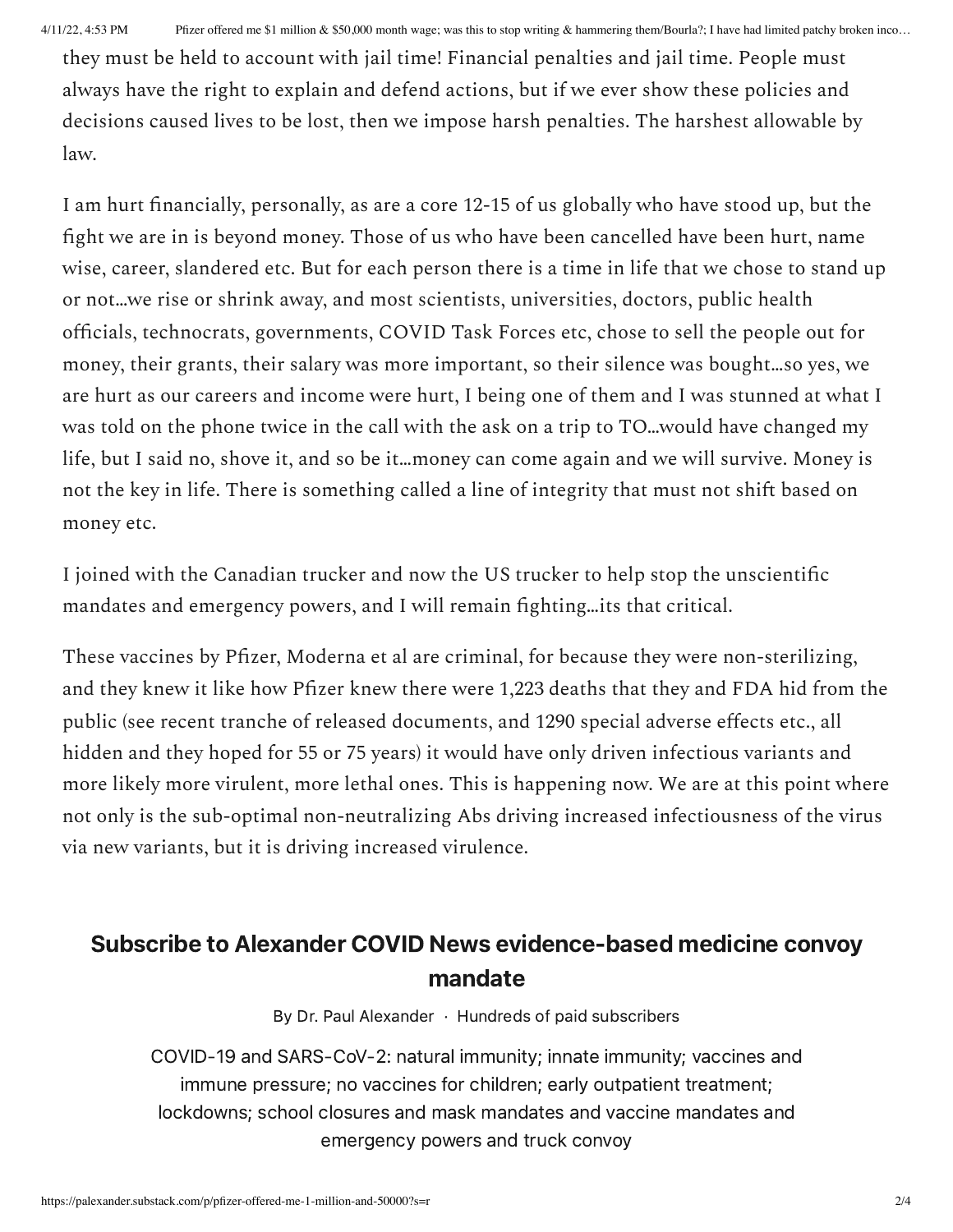they must be held to account with jail time! Financial penalties and jail time. People must always have the right to explain and defend actions, but if we ever show these policies and decisions caused lives to be lost, then we impose harsh penalties. The harshest allowable by law.

I am hurt financially, personally, as are a core 12-15 of us globally who have stood up, but the fight we are in is beyond money. Those of us who have been cancelled have been hurt, name wise, career, slandered etc. But for each person there is a time in life that we chose to stand up or not…we rise or shrink away, and most scientists, universities, doctors, public health officials, technocrats, governments, COVID Task Forces etc, chose to sell the people out for money, their grants, their salary was more important, so their silence was bought…so yes, we are hurt as our careers and income were hurt, I being one of them and I was stunned at what I was told on the phone twice in the call with the ask on a trip to TO…would have changed my life, but I said no, shove it, and so be it…money can come again and we will survive. Money is not the key in life. There is something called a line of integrity that must not shift based on money etc.

I joined with the Canadian trucker and now the US trucker to help stop the unscientific mandates and emergency powers, and I will remain fighting…its that critical.

These vaccines by Pfizer, Moderna et al are criminal, for because they were non-sterilizing, and they knew it like how Pfizer knew there were 1,223 deaths that they and FDA hid from the public (see recent tranche of released documents, and 1290 special adverse effects etc., all hidden and they hoped for 55 or 75 years) it would have only driven infectious variants and more likely more virulent, more lethal ones. This is happening now. We are at this point where not only is the sub-optimal non-neutralizing Abs driving increased infectiousness of the virus via new variants, but it is driving increased virulence.

## Subscribe to Alexander COVID News evidence-based medicine convoy mandate

By Dr. Paul Alexander · Hundreds of paid subscribers

COVID-19 and SARS-CoV-2: natural immunity; innate immunity; vaccines and immune pressure; no vaccines for children; early outpatient treatment; lockdowns; school closures and mask mandates and vaccine mandates and emergency powers and truck convoy